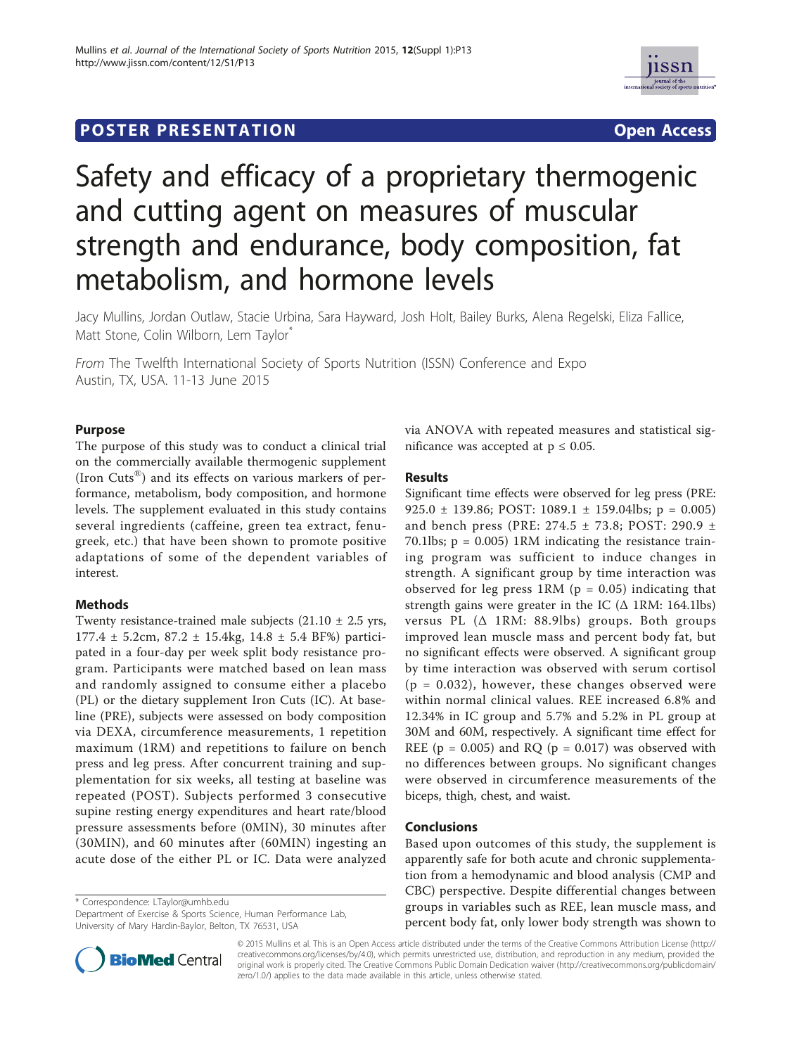POSTER PRESENTATION Open Access

# Safety and efficacy of a proprietary thermogenic and cutting agent on measures of muscular strength and endurance, body composition, fat metabolism, and hormone levels

Jacy Mullins, Jordan Outlaw, Stacie Urbina, Sara Hayward, Josh Holt, Bailey Burks, Alena Regelski, Eliza Fallice, Matt Stone, Colin Wilborn, Lem Taylor*

*From* The Twelfth International Society of Sports Nutrition (ISSN) Conference and Expo
Austin, TX, USA. 11-13 June 2015

## Purpose

The purpose of this study was to conduct a clinical trial on the commercially available thermogenic supplement (Iron Cuts®) and its effects on various markers of performance, metabolism, body composition, and hormone levels. The supplement evaluated in this study contains several ingredients (caffeine, green tea extract, fenugreek, etc.) that have been shown to promote positive adaptations of some of the dependent variables of interest.

## Methods

Twenty resistance-trained male subjects (21.10 ± 2.5 yrs, 177.4 ± 5.2cm, 87.2 ± 15.4kg, 14.8 ± 5.4 BF%) participated in a four-day per week split body resistance program. Participants were matched based on lean mass and randomly assigned to consume either a placebo (PL) or the dietary supplement Iron Cuts (IC). At baseline (PRE), subjects were assessed on body composition via DEXA, circumference measurements, 1 repetition maximum (1RM) and repetitions to failure on bench press and leg press. After concurrent training and supplementation for six weeks, all testing at baseline was repeated (POST). Subjects performed 3 consecutive supine resting energy expenditures and heart rate/blood pressure assessments before (0MIN), 30 minutes after (30MIN), and 60 minutes after (60MIN) ingesting an acute dose of the either PL or IC. Data were analyzed via ANOVA with repeated measures and statistical significance was accepted at $p \leq 0.05$.

## Results

Significant time effects were observed for leg press (PRE: 925.0 ± 139.86; POST: 1089.1 ± 159.04lbs; $p = 0.005$) and bench press (PRE: 274.5 ± 73.8; POST: 290.9 ± 70.1lbs; $p = 0.005$) 1RM indicating the resistance training program was sufficient to induce changes in strength. A significant group by time interaction was observed for leg press 1RM ($p = 0.05$) indicating that strength gains were greater in the IC (Δ 1RM: 164.1lbs) versus PL (Δ 1RM: 88.9lbs) groups. Both groups improved lean muscle mass and percent body fat, but no significant effects were observed. A significant group by time interaction was observed with serum cortisol ($p = 0.032$), however, these changes observed were within normal clinical values. REE increased 6.8% and 12.34% in IC group and 5.7% and 5.2% in PL group at 30M and 60M, respectively. A significant time effect for REE ($p = 0.005$) and RQ ($p = 0.017$) was observed with no differences between groups. No significant changes were observed in circumference measurements of the biceps, thigh, chest, and waist.

## Conclusions

Based upon outcomes of this study, the supplement is apparently safe for both acute and chronic supplementation from a hemodynamic and blood analysis (CMP and CBC) perspective. Despite differential changes between groups in variables such as REE, lean muscle mass, and percent body fat, only lower body strength was shown to

\* Correspondence: LTaylor@umhb.edu
Department of Exercise & Sports Science, Human Performance Lab, University of Mary Hardin-Baylor, Belton, TX 76531, USA

© 2015 Mullins et al. This is an Open Access article distributed under the terms of the Creative Commons Attribution License (http://creativecommons.org/licenses/by/4.0), which permits unrestricted use, distribution, and reproduction in any medium, provided the original work is properly cited. The Creative Commons Public Domain Dedication waiver (http://creativecommons.org/publicdomain/zero/1.0/) applies to the data made available in this article, unless otherwise stated.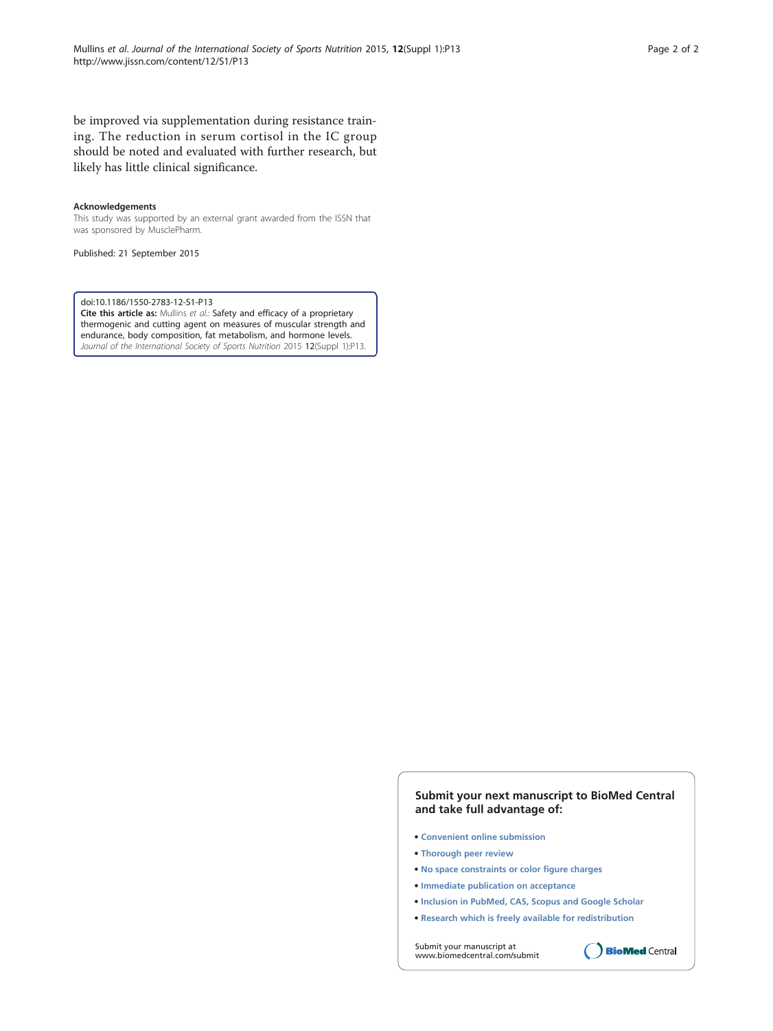be improved via supplementation during resistance training. The reduction in serum cortisol in the IC group should be noted and evaluated with further research, but likely has little clinical significance.

#### Acknowledgements

This study was supported by an external grant awarded from the ISSN that was sponsored by MusclePharm.

Published: 21 September 2015

doi:10.1186/1550-2783-12-S1-P13

**Cite this article as:** Mullins *et al.*: Safety and efficacy of a proprietary thermogenic and cutting agent on measures of muscular strength and endurance, body composition, fat metabolism, and hormone levels. *Journal of the International Society of Sports Nutrition* 2015 **12**(Suppl 1):P13.

**Submit your next manuscript to BioMed Central and take full advantage of:**

- Convenient online submission
- Thorough peer review
- No space constraints or color figure charges
- Immediate publication on acceptance
- Inclusion in PubMed, CAS, Scopus and Google Scholar
- Research which is freely available for redistribution

Submit your manuscript at www.biomedcentral.com/submit

BioMed Central